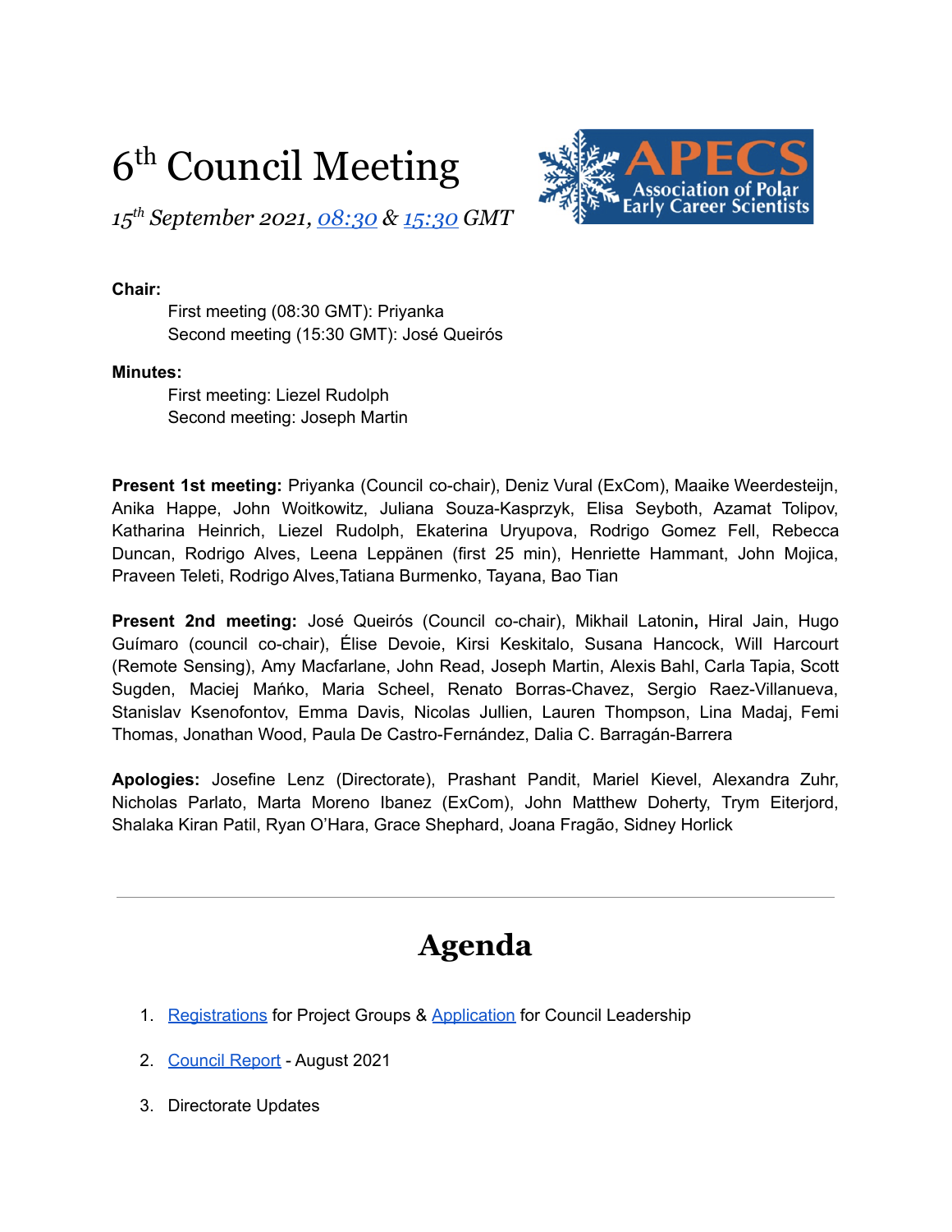# 6th Council Meeting

*15th September 2021, [08:30](#) & [15:30](#) GMT*

**Chair:**

First meeting (08:30 GMT): Priyanka
Second meeting (15:30 GMT): José Queirós

**Minutes:**

First meeting: Liezel Rudolph
Second meeting: Joseph Martin

**Present 1st meeting:** Priyanka (Council co-chair), Deniz Vural (ExCom), Maaike Weerdesteijn, Anika Happe, John Woitkowitz, Juliana Souza-Kasprzyk, Elisa Seyboth, Azamat Tolipov, Katharina Heinrich, Liezel Rudolph, Ekaterina Uryupova, Rodrigo Gomez Fell, Rebecca Duncan, Rodrigo Alves, Leena Leppänen (first 25 min), Henriette Hammant, John Mojica, Praveen Teleti, Rodrigo Alves,Tatiana Burmenko, Tayana, Bao Tian

**Present 2nd meeting:** José Queirós (Council co-chair), Mikhail Latonin**,** Hiral Jain, Hugo Guímaro (council co-chair), Élise Devoie, Kirsi Keskitalo, Susana Hancock, Will Harcourt (Remote Sensing), Amy Macfarlane, John Read, Joseph Martin, Alexis Bahl, Carla Tapia, Scott Sugden, Maciej Mańko, Maria Scheel, Renato Borras-Chavez, Sergio Raez-Villanueva, Stanislav Ksenofontov, Emma Davis, Nicolas Jullien, Lauren Thompson, Lina Madaj, Femi Thomas, Jonathan Wood, Paula De Castro-Fernández, Dalia C. Barragán-Barrera

**Apologies:** Josefine Lenz (Directorate), Prashant Pandit, Mariel Kievel, Alexandra Zuhr, Nicholas Parlato, Marta Moreno Ibanez (ExCom), John Matthew Doherty, Trym Eiterjord, Shalaka Kiran Patil, Ryan O'Hara, Grace Shephard, Joana Fragão, Sidney Horlick

---

## Agenda

1. [Registrations](#) for Project Groups & [Application](#) for Council Leadership
2. [Council Report](#) - August 2021
3. Directorate Updates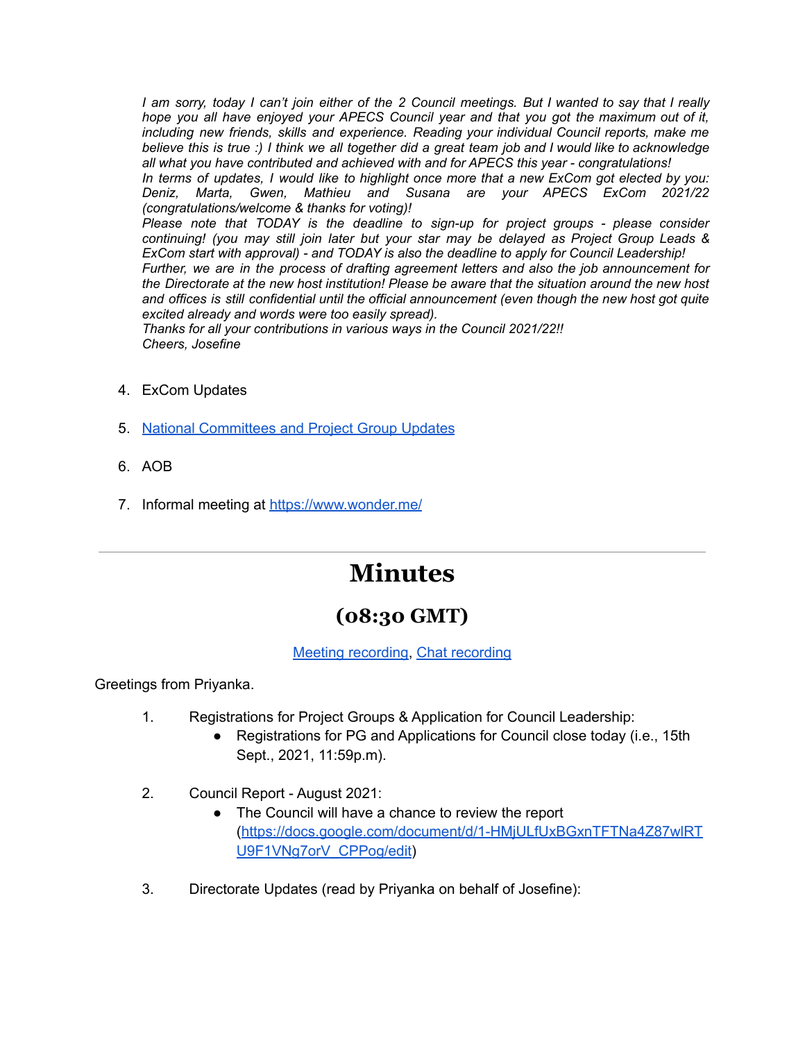*I am sorry, today I can't join either of the 2 Council meetings. But I wanted to say that I really hope you all have enjoyed your APECS Council year and that you got the maximum out of it, including new friends, skills and experience. Reading your individual Council reports, make me believe this is true :) I think we all together did a great team job and I would like to acknowledge all what you have contributed and achieved with and for APECS this year - congratulations!*
*In terms of updates, I would like to highlight once more that a new ExCom got elected by you: Deniz, Marta, Gwen, Mathieu and Susana are your APECS ExCom 2021/22 (congratulations/welcome & thanks for voting)!*
*Please note that TODAY is the deadline to sign-up for project groups - please consider continuing! (you may still join later but your star may be delayed as Project Group Leads & ExCom start with approval) - and TODAY is also the deadline to apply for Council Leadership!*
*Further, we are in the process of drafting agreement letters and also the job announcement for the Directorate at the new host institution! Please be aware that the situation around the new host and offices is still confidential until the official announcement (even though the new host got quite excited already and words were too easily spread).*
*Thanks for all your contributions in various ways in the Council 2021/22!!*
*Cheers, Josefine*

4. ExCom Updates

5. [National Committees and Project Group Updates]()

6. AOB

7. Informal meeting at [https://www.wonder.me/](https://www.wonder.me/)

---

# Minutes

## (08:30 GMT)

[Meeting recording](), [Chat recording]()

Greetings from Priyanka.

1. Registrations for Project Groups & Application for Council Leadership:
   - Registrations for PG and Applications for Council close today (i.e., 15th Sept., 2021, 11:59p.m).

2. Council Report - August 2021:
   - The Council will have a chance to review the report ([https://docs.google.com/document/d/1-HMjULfUxBGxnTFTNa4Z87wlRTU9F1VNg7orV_CPPog/edit](https://docs.google.com/document/d/1-HMjULfUxBGxnTFTNa4Z87wlRTU9F1VNg7orV_CPPog/edit))

3. Directorate Updates (read by Priyanka on behalf of Josefine):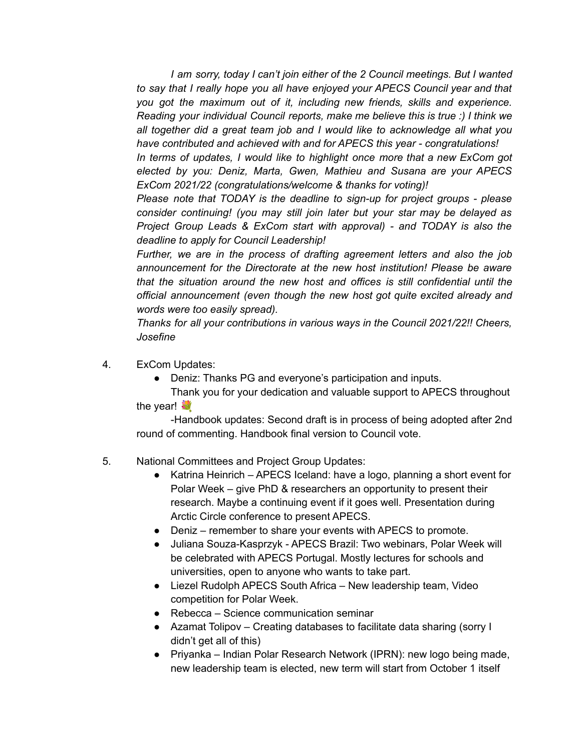*I am sorry, today I can't join either of the 2 Council meetings. But I wanted to say that I really hope you all have enjoyed your APECS Council year and that you got the maximum out of it, including new friends, skills and experience. Reading your individual Council reports, make me believe this is true :) I think we all together did a great team job and I would like to acknowledge all what you have contributed and achieved with and for APECS this year - congratulations!*

*In terms of updates, I would like to highlight once more that a new ExCom got elected by you: Deniz, Marta, Gwen, Mathieu and Susana are your APECS ExCom 2021/22 (congratulations/welcome & thanks for voting)!*

*Please note that TODAY is the deadline to sign-up for project groups - please consider continuing! (you may still join later but your star may be delayed as Project Group Leads & ExCom start with approval) - and TODAY is also the deadline to apply for Council Leadership!*

*Further, we are in the process of drafting agreement letters and also the job announcement for the Directorate at the new host institution! Please be aware that the situation around the new host and offices is still confidential until the official announcement (even though the new host got quite excited already and words were too easily spread).*

*Thanks for all your contributions in various ways in the Council 2021/22!! Cheers, Josefine*

4. ExCom Updates:
   - Deniz: Thanks PG and everyone's participation and inputs.
     Thank you for your dedication and valuable support to APECS throughout the year! 💐
     -Handbook updates: Second draft is in process of being adopted after 2nd round of commenting. Handbook final version to Council vote.

5. National Committees and Project Group Updates:
   - Katrina Heinrich – APECS Iceland: have a logo, planning a short event for Polar Week – give PhD & researchers an opportunity to present their research. Maybe a continuing event if it goes well. Presentation during Arctic Circle conference to present APECS.
   - Deniz – remember to share your events with APECS to promote.
   - Juliana Souza-Kasprzyk - APECS Brazil: Two webinars, Polar Week will be celebrated with APECS Portugal. Mostly lectures for schools and universities, open to anyone who wants to take part.
   - Liezel Rudolph APECS South Africa – New leadership team, Video competition for Polar Week.
   - Rebecca – Science communication seminar
   - Azamat Tolipov – Creating databases to facilitate data sharing (sorry I didn't get all of this)
   - Priyanka – Indian Polar Research Network (IPRN): new logo being made, new leadership team is elected, new term will start from October 1 itself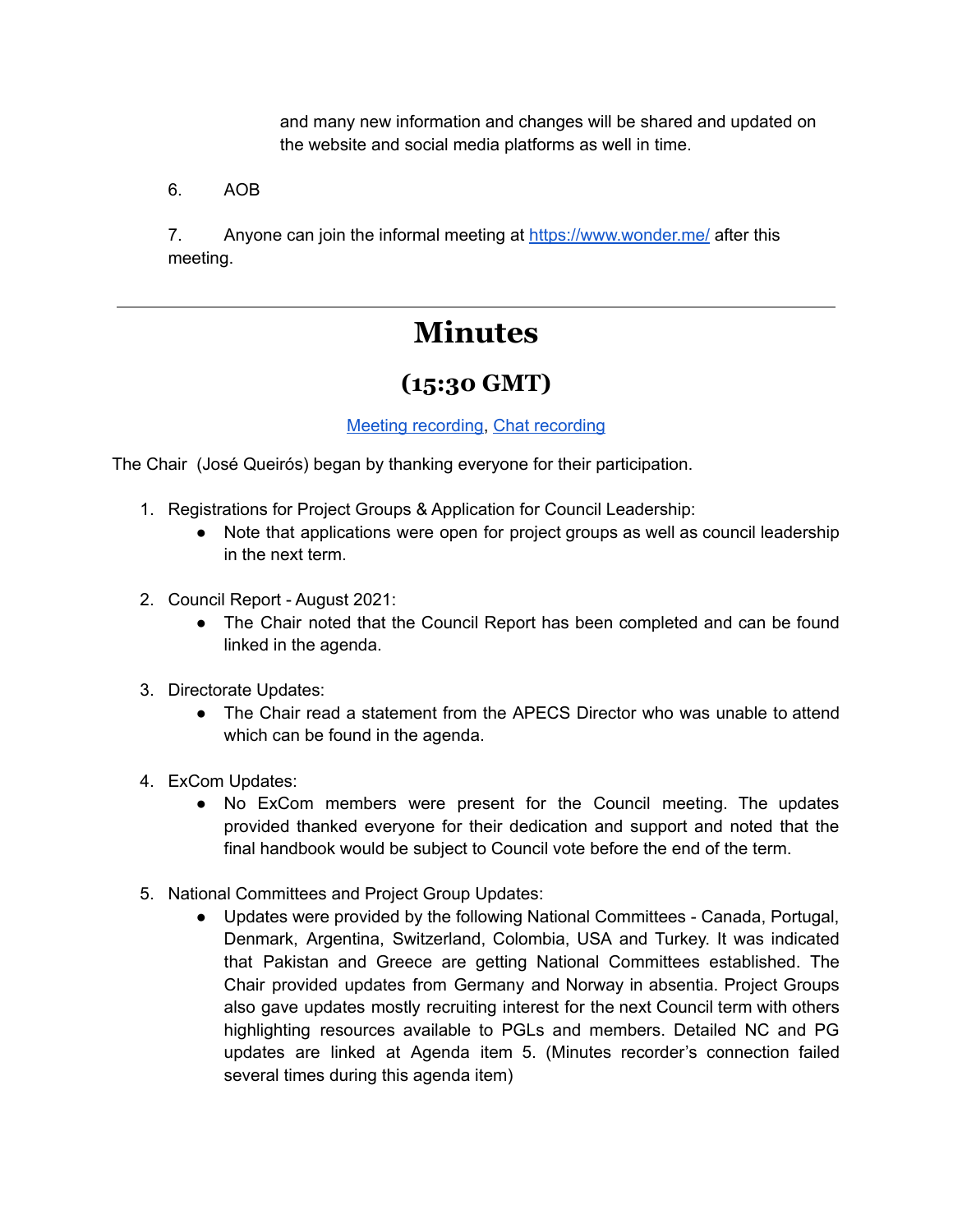and many new information and changes will be shared and updated on the website and social media platforms as well in time.

6. AOB

7. Anyone can join the informal meeting at [https://www.wonder.me/](https://www.wonder.me/) after this meeting.

---

# Minutes

## (15:30 GMT)

[Meeting recording](), [Chat recording]()

The Chair (José Queirós) began by thanking everyone for their participation.

1. Registrations for Project Groups & Application for Council Leadership:
   - Note that applications were open for project groups as well as council leadership in the next term.

2. Council Report - August 2021:
   - The Chair noted that the Council Report has been completed and can be found linked in the agenda.

3. Directorate Updates:
   - The Chair read a statement from the APECS Director who was unable to attend which can be found in the agenda.

4. ExCom Updates:
   - No ExCom members were present for the Council meeting. The updates provided thanked everyone for their dedication and support and noted that the final handbook would be subject to Council vote before the end of the term.

5. National Committees and Project Group Updates:
   - Updates were provided by the following National Committees - Canada, Portugal, Denmark, Argentina, Switzerland, Colombia, USA and Turkey. It was indicated that Pakistan and Greece are getting National Committees established. The Chair provided updates from Germany and Norway in absentia. Project Groups also gave updates mostly recruiting interest for the next Council term with others highlighting resources available to PGLs and members. Detailed NC and PG updates are linked at Agenda item 5. (Minutes recorder's connection failed several times during this agenda item)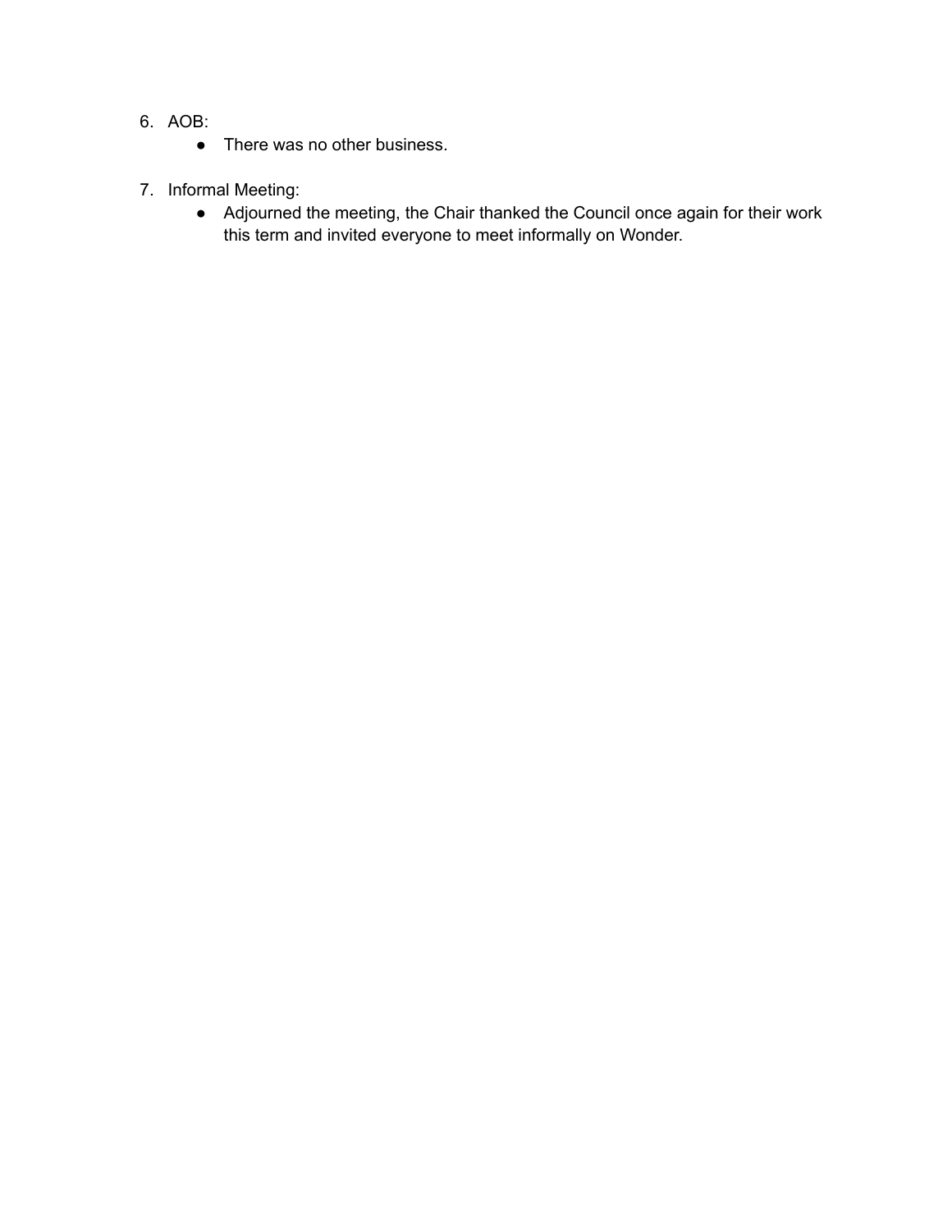6. AOB:
    - There was no other business.

7. Informal Meeting:
    - Adjourned the meeting, the Chair thanked the Council once again for their work this term and invited everyone to meet informally on Wonder.